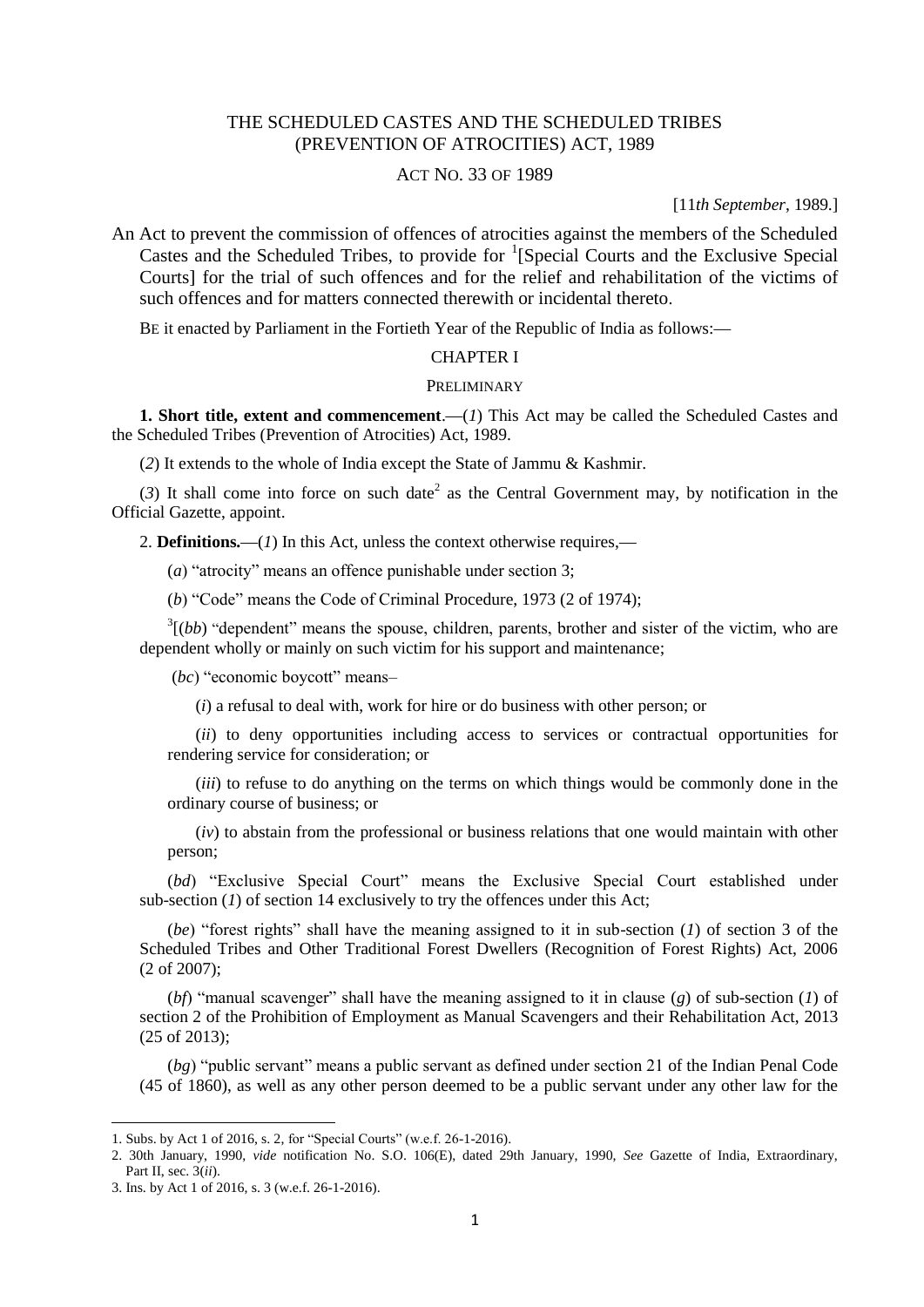# THE SCHEDULED CASTES AND THE SCHEDULED TRIBES (PREVENTION OF ATROCITIES) ACT, 1989

ACT NO. 33 OF 1989

[11*th September*, 1989.]

An Act to prevent the commission of offences of atrocities against the members of the Scheduled Castes and the Scheduled Tribes, to provide for [1][Special Courts and the Exclusive Special Courts] for the trial of such offences and for the relief and rehabilitation of the victims of such offences and for matters connected therewith or incidental thereto.

BE it enacted by Parliament in the Fortieth Year of the Republic of India as follows:—

## CHAPTER I

### PRELIMINARY

**1. Short title, extent and commencement**.—(*1*) This Act may be called the Scheduled Castes and the Scheduled Tribes (Prevention of Atrocities) Act, 1989.

(*2*) It extends to the whole of India except the State of Jammu & Kashmir.

(*3*) It shall come into force on such date[2] as the Central Government may, by notification in the Official Gazette, appoint.

2. **Definitions.**—(*1*) In this Act, unless the context otherwise requires,—

(*a*) "atrocity" means an offence punishable under section 3;

(*b*) "Code" means the Code of Criminal Procedure, 1973 (2 of 1974);

[3][(*bb*) "dependent" means the spouse, children, parents, brother and sister of the victim, who are dependent wholly or mainly on such victim for his support and maintenance;

(*bc*) "economic boycott" means–

(*i*) a refusal to deal with, work for hire or do business with other person; or

(*ii*) to deny opportunities including access to services or contractual opportunities for rendering service for consideration; or

(*iii*) to refuse to do anything on the terms on which things would be commonly done in the ordinary course of business; or

(*iv*) to abstain from the professional or business relations that one would maintain with other person;

(*bd*) "Exclusive Special Court" means the Exclusive Special Court established under sub-section (*1*) of section 14 exclusively to try the offences under this Act;

(*be*) "forest rights" shall have the meaning assigned to it in sub-section (*1*) of section 3 of the Scheduled Tribes and Other Traditional Forest Dwellers (Recognition of Forest Rights) Act, 2006 (2 of 2007);

(*bf*) "manual scavenger" shall have the meaning assigned to it in clause (*g*) of sub-section (*1*) of section 2 of the Prohibition of Employment as Manual Scavengers and their Rehabilitation Act, 2013 (25 of 2013);

(*bg*) "public servant" means a public servant as defined under section 21 of the Indian Penal Code (45 of 1860), as well as any other person deemed to be a public servant under any other law for the

---

1. Subs. by Act 1 of 2016, s. 2, for "Special Courts" (w.e.f. 26-1-2016).
2. 30th January, 1990, *vide* notification No. S.O. 106(E), dated 29th January, 1990, *See* Gazette of India, Extraordinary, Part II, sec. 3(*ii*).
3. Ins. by Act 1 of 2016, s. 3 (w.e.f. 26-1-2016).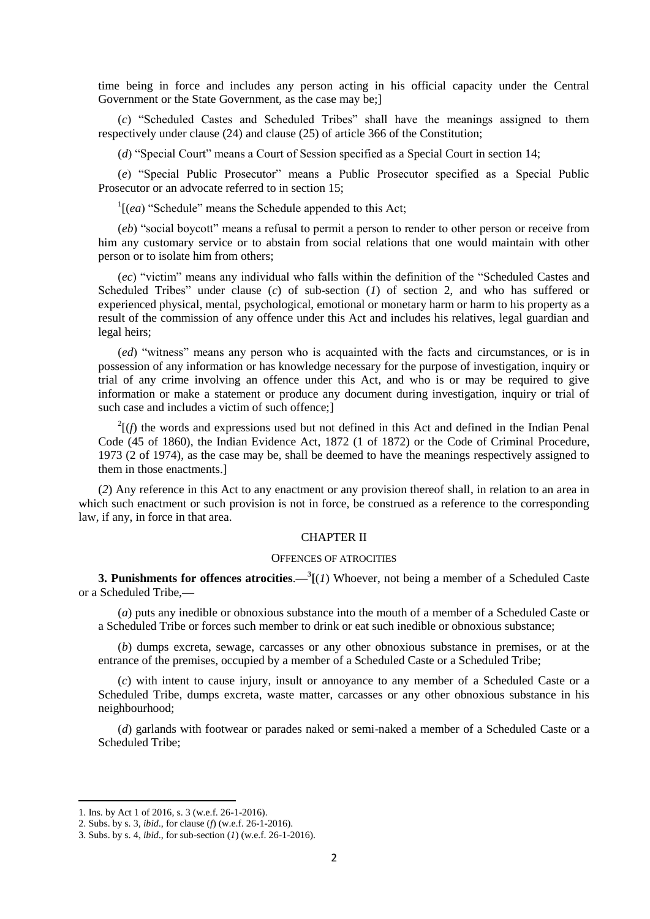time being in force and includes any person acting in his official capacity under the Central Government or the State Government, as the case may be;]

(*c*) "Scheduled Castes and Scheduled Tribes" shall have the meanings assigned to them respectively under clause (24) and clause (25) of article 366 of the Constitution;

(*d*) "Special Court" means a Court of Session specified as a Special Court in section 14;

(*e*) "Special Public Prosecutor" means a Public Prosecutor specified as a Special Public Prosecutor or an advocate referred to in section 15;

[1][(*ea*) "Schedule" means the Schedule appended to this Act;

(*eb*) "social boycott" means a refusal to permit a person to render to other person or receive from him any customary service or to abstain from social relations that one would maintain with other person or to isolate him from others;

(*ec*) "victim" means any individual who falls within the definition of the "Scheduled Castes and Scheduled Tribes" under clause (*c*) of sub-section (*1*) of section 2, and who has suffered or experienced physical, mental, psychological, emotional or monetary harm or harm to his property as a result of the commission of any offence under this Act and includes his relatives, legal guardian and legal heirs;

(*ed*) "witness" means any person who is acquainted with the facts and circumstances, or is in possession of any information or has knowledge necessary for the purpose of investigation, inquiry or trial of any crime involving an offence under this Act, and who is or may be required to give information or make a statement or produce any document during investigation, inquiry or trial of such case and includes a victim of such offence;]

[2][(*f*) the words and expressions used but not defined in this Act and defined in the Indian Penal Code (45 of 1860), the Indian Evidence Act, 1872 (1 of 1872) or the Code of Criminal Procedure, 1973 (2 of 1974), as the case may be, shall be deemed to have the meanings respectively assigned to them in those enactments.]

(*2*) Any reference in this Act to any enactment or any provision thereof shall, in relation to an area in which such enactment or such provision is not in force, be construed as a reference to the corresponding law, if any, in force in that area.

## CHAPTER II

### OFFENCES OF ATROCITIES

**3. Punishments for offences atrocities**.—[3][(*1*) Whoever, not being a member of a Scheduled Caste or a Scheduled Tribe,—

(*a*) puts any inedible or obnoxious substance into the mouth of a member of a Scheduled Caste or a Scheduled Tribe or forces such member to drink or eat such inedible or obnoxious substance;

(*b*) dumps excreta, sewage, carcasses or any other obnoxious substance in premises, or at the entrance of the premises, occupied by a member of a Scheduled Caste or a Scheduled Tribe;

(*c*) with intent to cause injury, insult or annoyance to any member of a Scheduled Caste or a Scheduled Tribe, dumps excreta, waste matter, carcasses or any other obnoxious substance in his neighbourhood;

(*d*) garlands with footwear or parades naked or semi-naked a member of a Scheduled Caste or a Scheduled Tribe;

---

1. Ins. by Act 1 of 2016, s. 3 (w.e.f. 26-1-2016).
2. Subs. by s. 3, *ibid*., for clause (*f*) (w.e.f. 26-1-2016).
3. Subs. by s. 4, *ibid*., for sub-section (*1*) (w.e.f. 26-1-2016).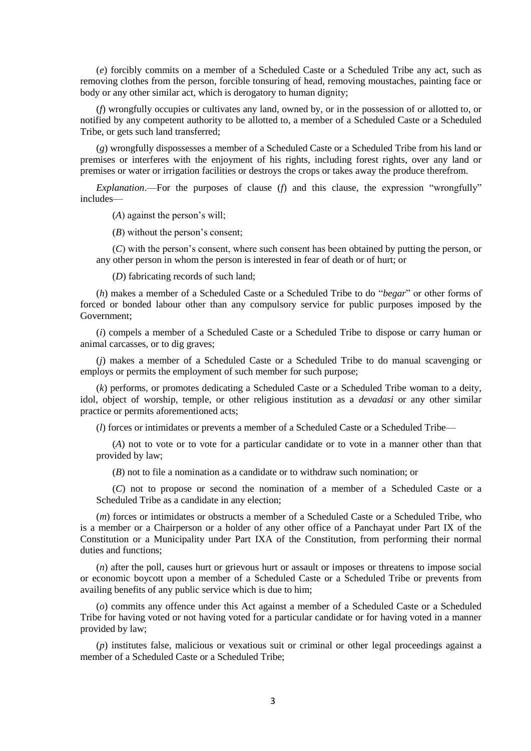(*e*) forcibly commits on a member of a Scheduled Caste or a Scheduled Tribe any act, such as removing clothes from the person, forcible tonsuring of head, removing moustaches, painting face or body or any other similar act, which is derogatory to human dignity;

(*f*) wrongfully occupies or cultivates any land, owned by, or in the possession of or allotted to, or notified by any competent authority to be allotted to, a member of a Scheduled Caste or a Scheduled Tribe, or gets such land transferred;

(*g*) wrongfully dispossesses a member of a Scheduled Caste or a Scheduled Tribe from his land or premises or interferes with the enjoyment of his rights, including forest rights, over any land or premises or water or irrigation facilities or destroys the crops or takes away the produce therefrom.

*Explanation*.—For the purposes of clause (*f*) and this clause, the expression "wrongfully" includes—

(*A*) against the person's will;

(*B*) without the person's consent;

(*C*) with the person's consent, where such consent has been obtained by putting the person, or any other person in whom the person is interested in fear of death or of hurt; or

(*D*) fabricating records of such land;

(*h*) makes a member of a Scheduled Caste or a Scheduled Tribe to do "*begar*" or other forms of forced or bonded labour other than any compulsory service for public purposes imposed by the Government;

(*i*) compels a member of a Scheduled Caste or a Scheduled Tribe to dispose or carry human or animal carcasses, or to dig graves;

(*j*) makes a member of a Scheduled Caste or a Scheduled Tribe to do manual scavenging or employs or permits the employment of such member for such purpose;

(*k*) performs, or promotes dedicating a Scheduled Caste or a Scheduled Tribe woman to a deity, idol, object of worship, temple, or other religious institution as a *devadasi* or any other similar practice or permits aforementioned acts;

(*l*) forces or intimidates or prevents a member of a Scheduled Caste or a Scheduled Tribe—

(*A*) not to vote or to vote for a particular candidate or to vote in a manner other than that provided by law;

(*B*) not to file a nomination as a candidate or to withdraw such nomination; or

(*C*) not to propose or second the nomination of a member of a Scheduled Caste or a Scheduled Tribe as a candidate in any election;

(*m*) forces or intimidates or obstructs a member of a Scheduled Caste or a Scheduled Tribe, who is a member or a Chairperson or a holder of any other office of a Panchayat under Part IX of the Constitution or a Municipality under Part IXA of the Constitution, from performing their normal duties and functions;

(*n*) after the poll, causes hurt or grievous hurt or assault or imposes or threatens to impose social or economic boycott upon a member of a Scheduled Caste or a Scheduled Tribe or prevents from availing benefits of any public service which is due to him;

(*o*) commits any offence under this Act against a member of a Scheduled Caste or a Scheduled Tribe for having voted or not having voted for a particular candidate or for having voted in a manner provided by law;

(*p*) institutes false, malicious or vexatious suit or criminal or other legal proceedings against a member of a Scheduled Caste or a Scheduled Tribe;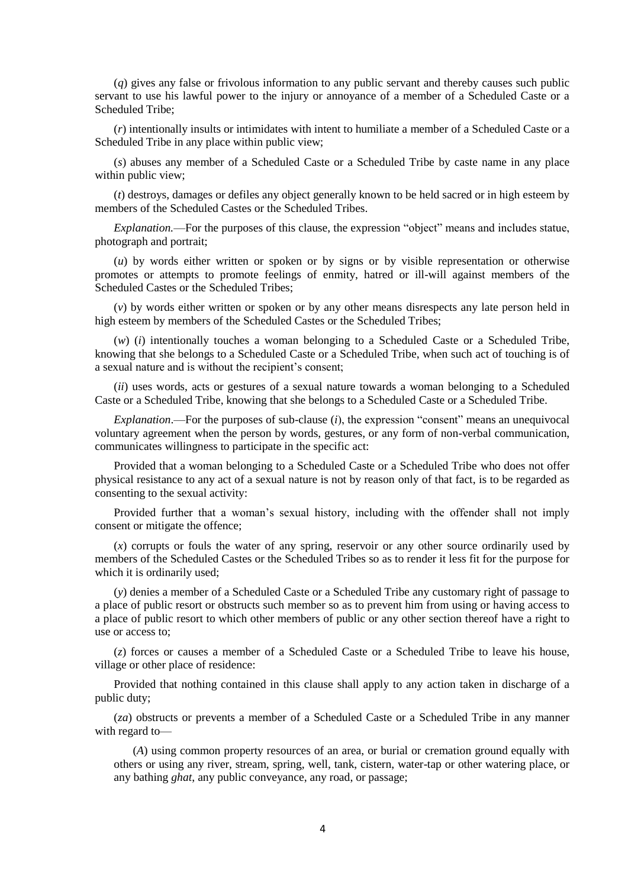(*q*) gives any false or frivolous information to any public servant and thereby causes such public servant to use his lawful power to the injury or annoyance of a member of a Scheduled Caste or a Scheduled Tribe;

(*r*) intentionally insults or intimidates with intent to humiliate a member of a Scheduled Caste or a Scheduled Tribe in any place within public view;

(*s*) abuses any member of a Scheduled Caste or a Scheduled Tribe by caste name in any place within public view;

(*t*) destroys, damages or defiles any object generally known to be held sacred or in high esteem by members of the Scheduled Castes or the Scheduled Tribes.

*Explanation.*—For the purposes of this clause, the expression "object" means and includes statue, photograph and portrait;

(*u*) by words either written or spoken or by signs or by visible representation or otherwise promotes or attempts to promote feelings of enmity, hatred or ill-will against members of the Scheduled Castes or the Scheduled Tribes;

(*v*) by words either written or spoken or by any other means disrespects any late person held in high esteem by members of the Scheduled Castes or the Scheduled Tribes;

(*w*) (*i*) intentionally touches a woman belonging to a Scheduled Caste or a Scheduled Tribe, knowing that she belongs to a Scheduled Caste or a Scheduled Tribe, when such act of touching is of a sexual nature and is without the recipient's consent;

(*ii*) uses words, acts or gestures of a sexual nature towards a woman belonging to a Scheduled Caste or a Scheduled Tribe, knowing that she belongs to a Scheduled Caste or a Scheduled Tribe.

*Explanation*.—For the purposes of sub-clause (*i*), the expression "consent" means an unequivocal voluntary agreement when the person by words, gestures, or any form of non-verbal communication, communicates willingness to participate in the specific act:

Provided that a woman belonging to a Scheduled Caste or a Scheduled Tribe who does not offer physical resistance to any act of a sexual nature is not by reason only of that fact, is to be regarded as consenting to the sexual activity:

Provided further that a woman's sexual history, including with the offender shall not imply consent or mitigate the offence;

(*x*) corrupts or fouls the water of any spring, reservoir or any other source ordinarily used by members of the Scheduled Castes or the Scheduled Tribes so as to render it less fit for the purpose for which it is ordinarily used;

(*y*) denies a member of a Scheduled Caste or a Scheduled Tribe any customary right of passage to a place of public resort or obstructs such member so as to prevent him from using or having access to a place of public resort to which other members of public or any other section thereof have a right to use or access to;

(*z*) forces or causes a member of a Scheduled Caste or a Scheduled Tribe to leave his house, village or other place of residence:

Provided that nothing contained in this clause shall apply to any action taken in discharge of a public duty;

(*za*) obstructs or prevents a member of a Scheduled Caste or a Scheduled Tribe in any manner with regard to—

(*A*) using common property resources of an area, or burial or cremation ground equally with others or using any river, stream, spring, well, tank, cistern, water-tap or other watering place, or any bathing *ghat*, any public conveyance, any road, or passage;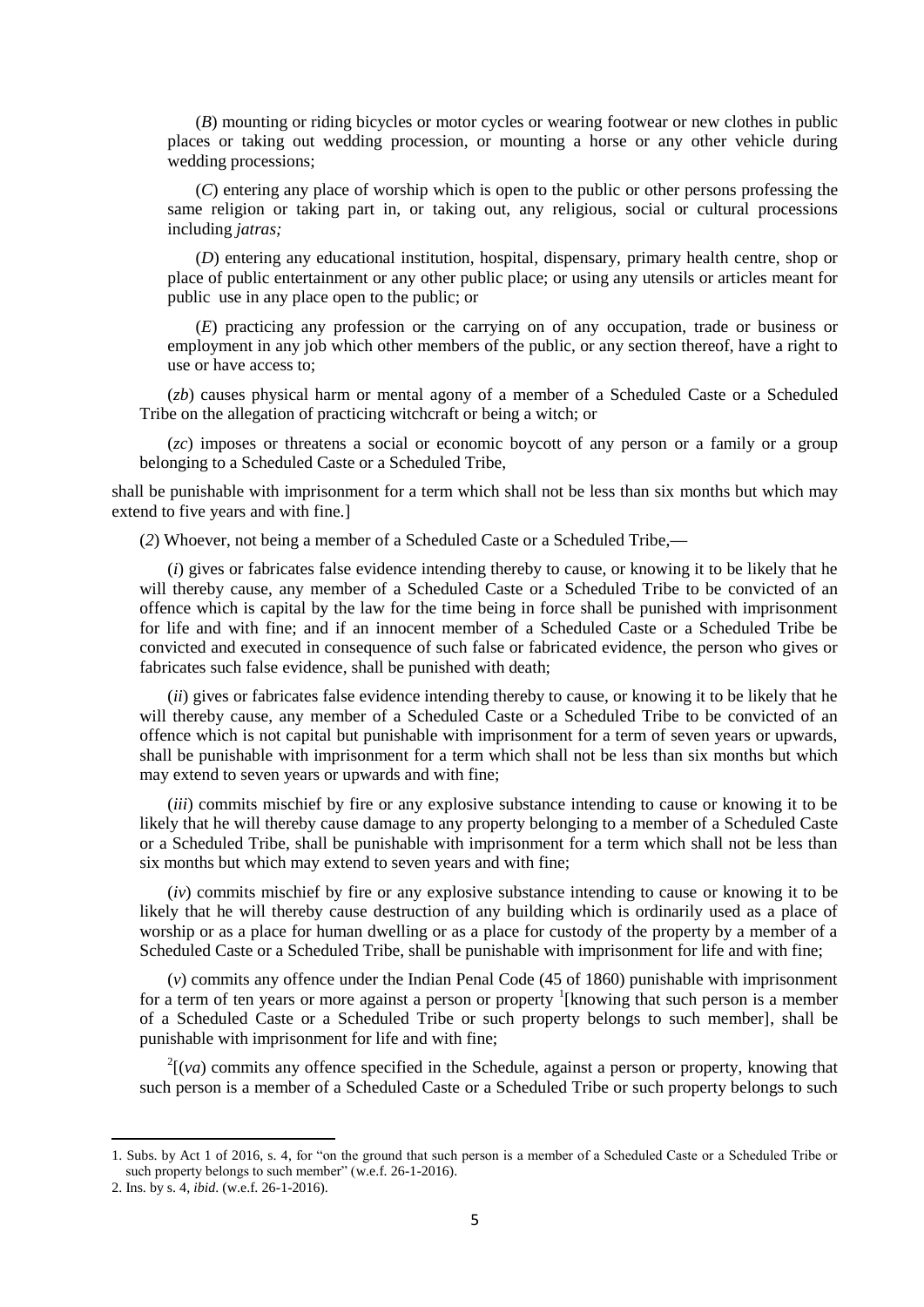(*B*) mounting or riding bicycles or motor cycles or wearing footwear or new clothes in public places or taking out wedding procession, or mounting a horse or any other vehicle during wedding processions;

(*C*) entering any place of worship which is open to the public or other persons professing the same religion or taking part in, or taking out, any religious, social or cultural processions including *jatras;*

(*D*) entering any educational institution, hospital, dispensary, primary health centre, shop or place of public entertainment or any other public place; or using any utensils or articles meant for public use in any place open to the public; or

(*E*) practicing any profession or the carrying on of any occupation, trade or business or employment in any job which other members of the public, or any section thereof, have a right to use or have access to;

(*zb*) causes physical harm or mental agony of a member of a Scheduled Caste or a Scheduled Tribe on the allegation of practicing witchcraft or being a witch; or

(*zc*) imposes or threatens a social or economic boycott of any person or a family or a group belonging to a Scheduled Caste or a Scheduled Tribe,

shall be punishable with imprisonment for a term which shall not be less than six months but which may extend to five years and with fine.]

(*2*) Whoever, not being a member of a Scheduled Caste or a Scheduled Tribe,—

(*i*) gives or fabricates false evidence intending thereby to cause, or knowing it to be likely that he will thereby cause, any member of a Scheduled Caste or a Scheduled Tribe to be convicted of an offence which is capital by the law for the time being in force shall be punished with imprisonment for life and with fine; and if an innocent member of a Scheduled Caste or a Scheduled Tribe be convicted and executed in consequence of such false or fabricated evidence, the person who gives or fabricates such false evidence, shall be punished with death;

(*ii*) gives or fabricates false evidence intending thereby to cause, or knowing it to be likely that he will thereby cause, any member of a Scheduled Caste or a Scheduled Tribe to be convicted of an offence which is not capital but punishable with imprisonment for a term of seven years or upwards, shall be punishable with imprisonment for a term which shall not be less than six months but which may extend to seven years or upwards and with fine;

(*iii*) commits mischief by fire or any explosive substance intending to cause or knowing it to be likely that he will thereby cause damage to any property belonging to a member of a Scheduled Caste or a Scheduled Tribe, shall be punishable with imprisonment for a term which shall not be less than six months but which may extend to seven years and with fine;

(*iv*) commits mischief by fire or any explosive substance intending to cause or knowing it to be likely that he will thereby cause destruction of any building which is ordinarily used as a place of worship or as a place for human dwelling or as a place for custody of the property by a member of a Scheduled Caste or a Scheduled Tribe, shall be punishable with imprisonment for life and with fine;

(*v*) commits any offence under the Indian Penal Code (45 of 1860) punishable with imprisonment for a term of ten years or more against a person or property [1][knowing that such person is a member of a Scheduled Caste or a Scheduled Tribe or such property belongs to such member], shall be punishable with imprisonment for life and with fine;

[2][(*va*) commits any offence specified in the Schedule, against a person or property, knowing that such person is a member of a Scheduled Caste or a Scheduled Tribe or such property belongs to such

---

1. Subs. by Act 1 of 2016, s. 4, for "on the ground that such person is a member of a Scheduled Caste or a Scheduled Tribe or such property belongs to such member" (w.e.f. 26-1-2016).

2. Ins. by s. 4, *ibid*. (w.e.f. 26-1-2016).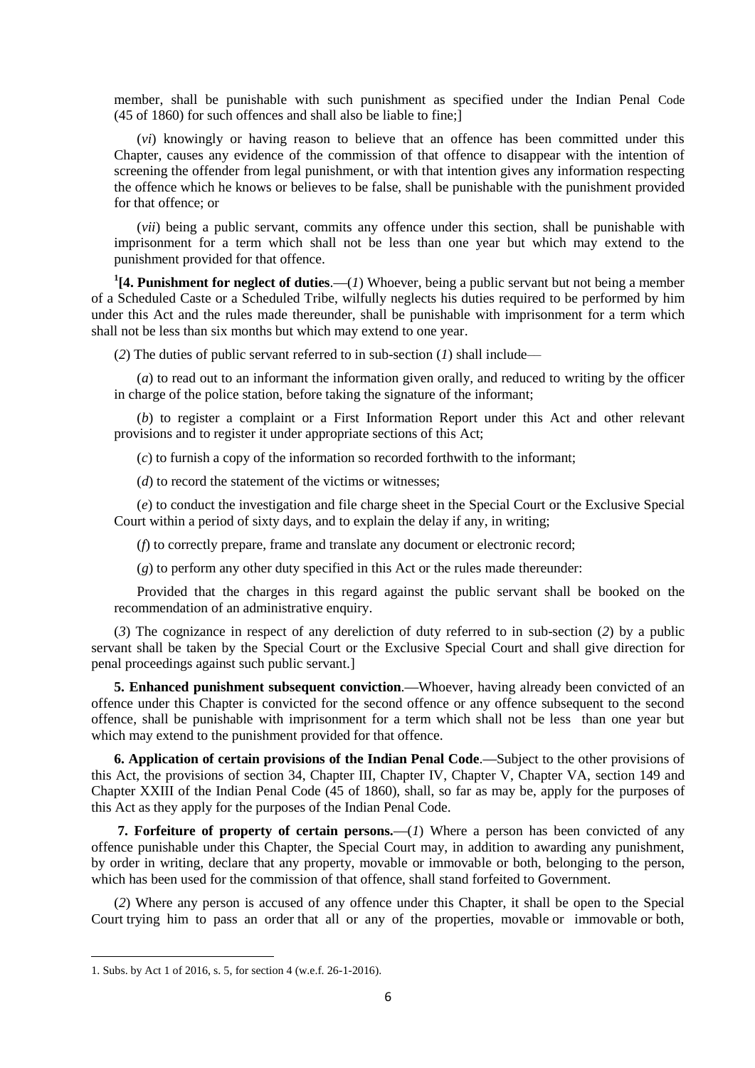member, shall be punishable with such punishment as specified under the Indian Penal Code (45 of 1860) for such offences and shall also be liable to fine;]

(*vi*) knowingly or having reason to believe that an offence has been committed under this Chapter, causes any evidence of the commission of that offence to disappear with the intention of screening the offender from legal punishment, or with that intention gives any information respecting the offence which he knows or believes to be false, shall be punishable with the punishment provided for that offence; or

(*vii*) being a public servant, commits any offence under this section, shall be punishable with imprisonment for a term which shall not be less than one year but which may extend to the punishment provided for that offence.

[1][**4. Punishment for neglect of duties**.—(*1*) Whoever, being a public servant but not being a member of a Scheduled Caste or a Scheduled Tribe, wilfully neglects his duties required to be performed by him under this Act and the rules made thereunder, shall be punishable with imprisonment for a term which shall not be less than six months but which may extend to one year.

(*2*) The duties of public servant referred to in sub-section (*1*) shall include—

(*a*) to read out to an informant the information given orally, and reduced to writing by the officer in charge of the police station, before taking the signature of the informant;

(*b*) to register a complaint or a First Information Report under this Act and other relevant provisions and to register it under appropriate sections of this Act;

(*c*) to furnish a copy of the information so recorded forthwith to the informant;

(*d*) to record the statement of the victims or witnesses;

(*e*) to conduct the investigation and file charge sheet in the Special Court or the Exclusive Special Court within a period of sixty days, and to explain the delay if any, in writing;

(*f*) to correctly prepare, frame and translate any document or electronic record;

(*g*) to perform any other duty specified in this Act or the rules made thereunder:

Provided that the charges in this regard against the public servant shall be booked on the recommendation of an administrative enquiry.

(*3*) The cognizance in respect of any dereliction of duty referred to in sub-section (*2*) by a public servant shall be taken by the Special Court or the Exclusive Special Court and shall give direction for penal proceedings against such public servant.]

**5. Enhanced punishment subsequent conviction**.—Whoever, having already been convicted of an offence under this Chapter is convicted for the second offence or any offence subsequent to the second offence, shall be punishable with imprisonment for a term which shall not be less than one year but which may extend to the punishment provided for that offence.

**6. Application of certain provisions of the Indian Penal Code**.—Subject to the other provisions of this Act, the provisions of section 34, Chapter III, Chapter IV, Chapter V, Chapter VA, section 149 and Chapter XXIII of the Indian Penal Code (45 of 1860), shall, so far as may be, apply for the purposes of this Act as they apply for the purposes of the Indian Penal Code.

**7. Forfeiture of property of certain persons.**—(*1*) Where a person has been convicted of any offence punishable under this Chapter, the Special Court may, in addition to awarding any punishment, by order in writing, declare that any property, movable or immovable or both, belonging to the person, which has been used for the commission of that offence, shall stand forfeited to Government.

(*2*) Where any person is accused of any offence under this Chapter, it shall be open to the Special Court trying him to pass an order that all or any of the properties, movable or immovable or both,

---

1. Subs. by Act 1 of 2016, s. 5, for section 4 (w.e.f. 26-1-2016).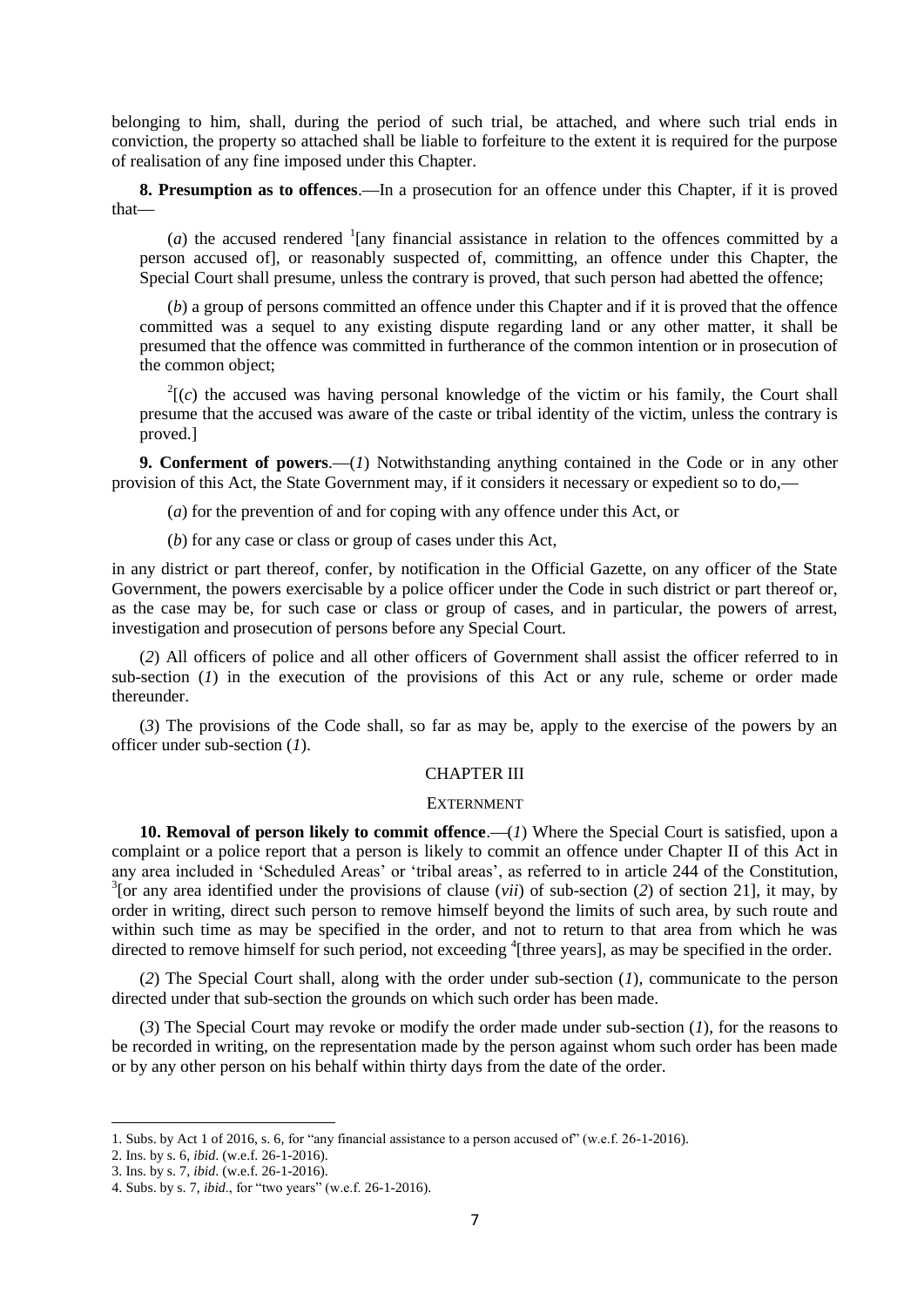belonging to him, shall, during the period of such trial, be attached, and where such trial ends in conviction, the property so attached shall be liable to forfeiture to the extent it is required for the purpose of realisation of any fine imposed under this Chapter.

**8. Presumption as to offences**.—In a prosecution for an offence under this Chapter, if it is proved that—

(*a*) the accused rendered [1][any financial assistance in relation to the offences committed by a person accused of], or reasonably suspected of, committing, an offence under this Chapter, the Special Court shall presume, unless the contrary is proved, that such person had abetted the offence;

(*b*) a group of persons committed an offence under this Chapter and if it is proved that the offence committed was a sequel to any existing dispute regarding land or any other matter, it shall be presumed that the offence was committed in furtherance of the common intention or in prosecution of the common object;

[2][(*c*) the accused was having personal knowledge of the victim or his family, the Court shall presume that the accused was aware of the caste or tribal identity of the victim, unless the contrary is proved.]

**9. Conferment of powers**.—(*1*) Notwithstanding anything contained in the Code or in any other provision of this Act, the State Government may, if it considers it necessary or expedient so to do,—

(*a*) for the prevention of and for coping with any offence under this Act, or

(*b*) for any case or class or group of cases under this Act,

in any district or part thereof, confer, by notification in the Official Gazette, on any officer of the State Government, the powers exercisable by a police officer under the Code in such district or part thereof or, as the case may be, for such case or class or group of cases, and in particular, the powers of arrest, investigation and prosecution of persons before any Special Court.

(*2*) All officers of police and all other officers of Government shall assist the officer referred to in sub-section (*1*) in the execution of the provisions of this Act or any rule, scheme or order made thereunder.

(*3*) The provisions of the Code shall, so far as may be, apply to the exercise of the powers by an officer under sub-section (*1*).

## CHAPTER III

### EXTERNMENT

**10. Removal of person likely to commit offence**.—(*1*) Where the Special Court is satisfied, upon a complaint or a police report that a person is likely to commit an offence under Chapter II of this Act in any area included in 'Scheduled Areas' or 'tribal areas', as referred to in article 244 of the Constitution, [3][or any area identified under the provisions of clause (*vii*) of sub-section (*2*) of section 21], it may, by order in writing, direct such person to remove himself beyond the limits of such area, by such route and within such time as may be specified in the order, and not to return to that area from which he was directed to remove himself for such period, not exceeding [4][three years], as may be specified in the order.

(*2*) The Special Court shall, along with the order under sub-section (*1*), communicate to the person directed under that sub-section the grounds on which such order has been made.

(*3*) The Special Court may revoke or modify the order made under sub-section (*1*), for the reasons to be recorded in writing, on the representation made by the person against whom such order has been made or by any other person on his behalf within thirty days from the date of the order.

---

1. Subs. by Act 1 of 2016, s. 6, for "any financial assistance to a person accused of" (w.e.f. 26-1-2016).
2. Ins. by s. 6, *ibid*. (w.e.f. 26-1-2016).
3. Ins. by s. 7, *ibid*. (w.e.f. 26-1-2016).
4. Subs. by s. 7, *ibid*., for "two years" (w.e.f. 26-1-2016).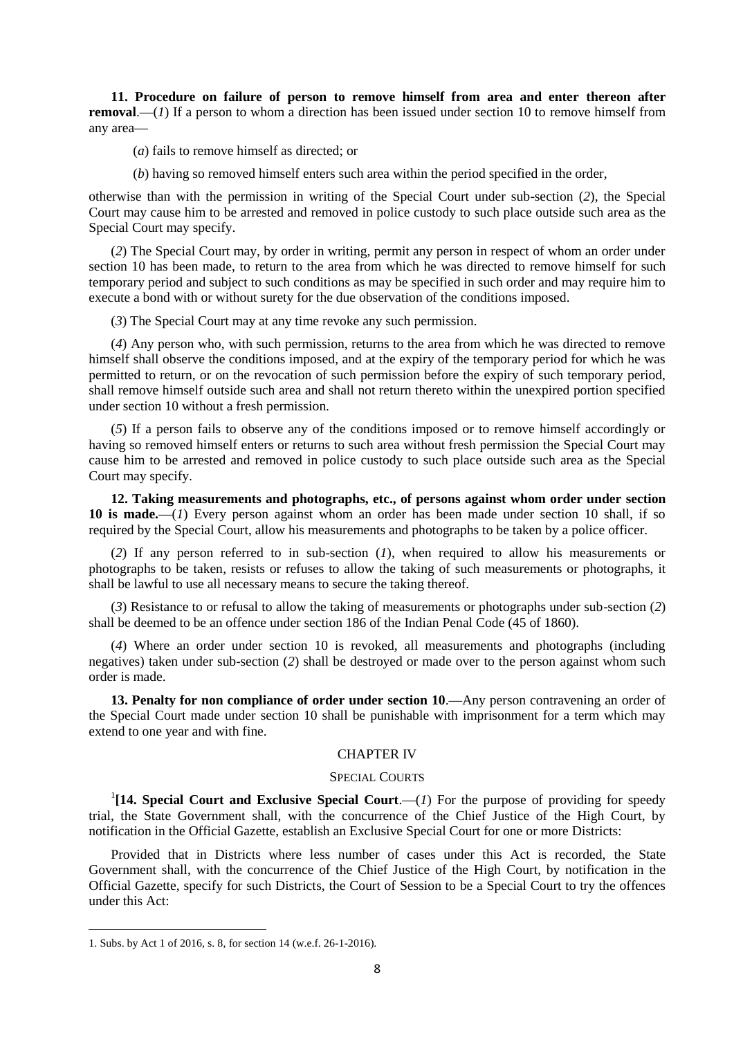**11. Procedure on failure of person to remove himself from area and enter thereon after removal**.—(*1*) If a person to whom a direction has been issued under section 10 to remove himself from any area—

(*a*) fails to remove himself as directed; or

(*b*) having so removed himself enters such area within the period specified in the order,

otherwise than with the permission in writing of the Special Court under sub-section (*2*), the Special Court may cause him to be arrested and removed in police custody to such place outside such area as the Special Court may specify.

(*2*) The Special Court may, by order in writing, permit any person in respect of whom an order under section 10 has been made, to return to the area from which he was directed to remove himself for such temporary period and subject to such conditions as may be specified in such order and may require him to execute a bond with or without surety for the due observation of the conditions imposed.

(*3*) The Special Court may at any time revoke any such permission.

(*4*) Any person who, with such permission, returns to the area from which he was directed to remove himself shall observe the conditions imposed, and at the expiry of the temporary period for which he was permitted to return, or on the revocation of such permission before the expiry of such temporary period, shall remove himself outside such area and shall not return thereto within the unexpired portion specified under section 10 without a fresh permission.

(*5*) If a person fails to observe any of the conditions imposed or to remove himself accordingly or having so removed himself enters or returns to such area without fresh permission the Special Court may cause him to be arrested and removed in police custody to such place outside such area as the Special Court may specify.

**12. Taking measurements and photographs, etc., of persons against whom order under section 10 is made.**—(*1*) Every person against whom an order has been made under section 10 shall, if so required by the Special Court, allow his measurements and photographs to be taken by a police officer.

(*2*) If any person referred to in sub-section (*1*), when required to allow his measurements or photographs to be taken, resists or refuses to allow the taking of such measurements or photographs, it shall be lawful to use all necessary means to secure the taking thereof.

(*3*) Resistance to or refusal to allow the taking of measurements or photographs under sub-section (*2*) shall be deemed to be an offence under section 186 of the Indian Penal Code (45 of 1860).

(*4*) Where an order under section 10 is revoked, all measurements and photographs (including negatives) taken under sub-section (*2*) shall be destroyed or made over to the person against whom such order is made.

**13. Penalty for non compliance of order under section 10**.—Any person contravening an order of the Special Court made under section 10 shall be punishable with imprisonment for a term which may extend to one year and with fine.

## CHAPTER IV

### SPECIAL COURTS

[1][**14. Special Court and Exclusive Special Court**.—(*1*) For the purpose of providing for speedy trial, the State Government shall, with the concurrence of the Chief Justice of the High Court, by notification in the Official Gazette, establish an Exclusive Special Court for one or more Districts:

Provided that in Districts where less number of cases under this Act is recorded, the State Government shall, with the concurrence of the Chief Justice of the High Court, by notification in the Official Gazette, specify for such Districts, the Court of Session to be a Special Court to try the offences under this Act:

1. Subs. by Act 1 of 2016, s. 8, for section 14 (w.e.f. 26-1-2016).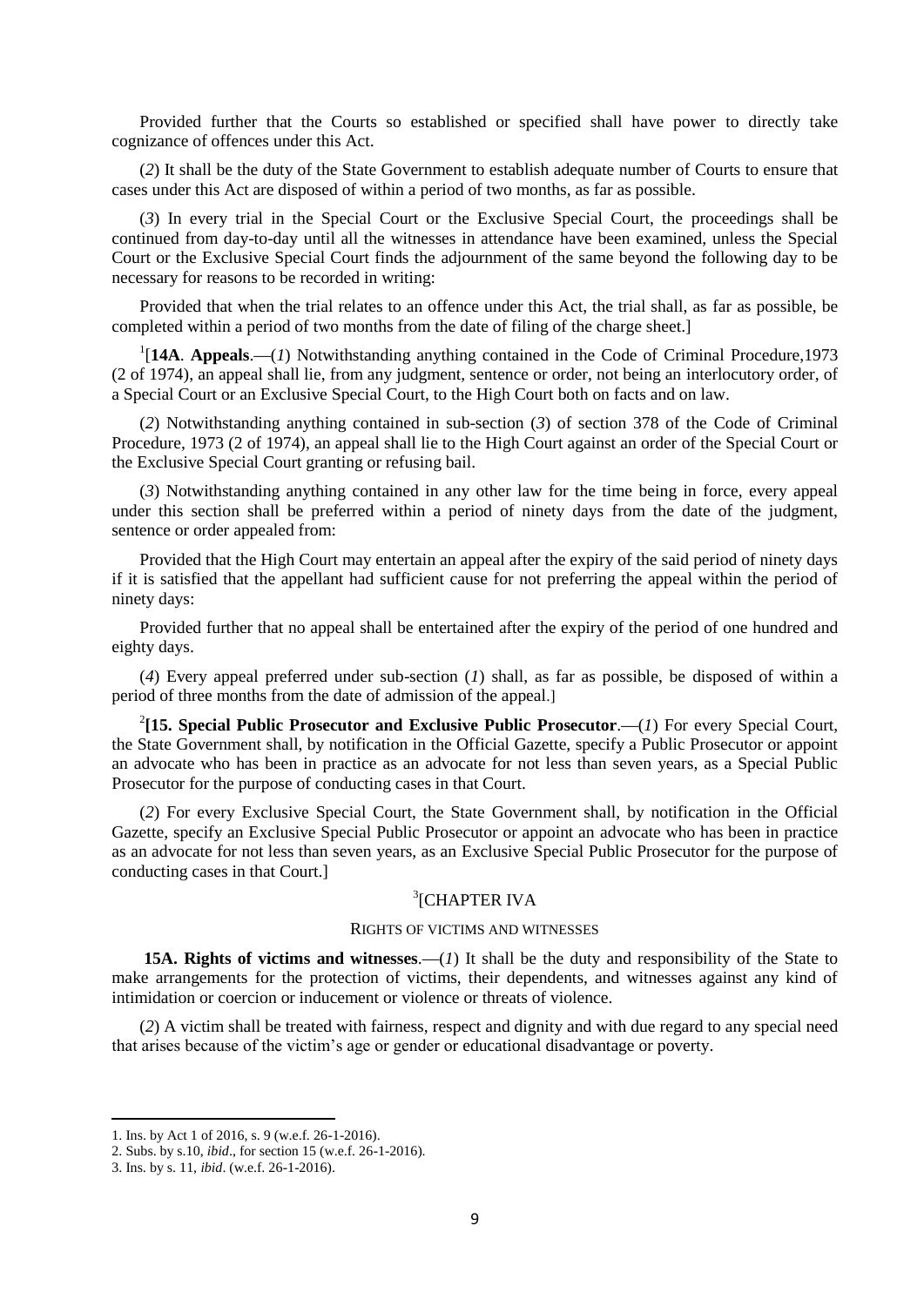Provided further that the Courts so established or specified shall have power to directly take cognizance of offences under this Act.

(*2*) It shall be the duty of the State Government to establish adequate number of Courts to ensure that cases under this Act are disposed of within a period of two months, as far as possible.

(*3*) In every trial in the Special Court or the Exclusive Special Court, the proceedings shall be continued from day-to-day until all the witnesses in attendance have been examined, unless the Special Court or the Exclusive Special Court finds the adjournment of the same beyond the following day to be necessary for reasons to be recorded in writing:

Provided that when the trial relates to an offence under this Act, the trial shall, as far as possible, be completed within a period of two months from the date of filing of the charge sheet.]

[1][**14A**. **Appeals**.—(*1*) Notwithstanding anything contained in the Code of Criminal Procedure,1973 (2 of 1974), an appeal shall lie, from any judgment, sentence or order, not being an interlocutory order, of a Special Court or an Exclusive Special Court, to the High Court both on facts and on law.

(*2*) Notwithstanding anything contained in sub-section (*3*) of section 378 of the Code of Criminal Procedure, 1973 (2 of 1974), an appeal shall lie to the High Court against an order of the Special Court or the Exclusive Special Court granting or refusing bail.

(*3*) Notwithstanding anything contained in any other law for the time being in force, every appeal under this section shall be preferred within a period of ninety days from the date of the judgment, sentence or order appealed from:

Provided that the High Court may entertain an appeal after the expiry of the said period of ninety days if it is satisfied that the appellant had sufficient cause for not preferring the appeal within the period of ninety days:

Provided further that no appeal shall be entertained after the expiry of the period of one hundred and eighty days.

(*4*) Every appeal preferred under sub-section (*1*) shall, as far as possible, be disposed of within a period of three months from the date of admission of the appeal.]

[2]**[15. Special Public Prosecutor and Exclusive Public Prosecutor**.—(*1*) For every Special Court, the State Government shall, by notification in the Official Gazette, specify a Public Prosecutor or appoint an advocate who has been in practice as an advocate for not less than seven years, as a Special Public Prosecutor for the purpose of conducting cases in that Court.

(*2*) For every Exclusive Special Court, the State Government shall, by notification in the Official Gazette, specify an Exclusive Special Public Prosecutor or appoint an advocate who has been in practice as an advocate for not less than seven years, as an Exclusive Special Public Prosecutor for the purpose of conducting cases in that Court.]

## [3][CHAPTER IVA

### RIGHTS OF VICTIMS AND WITNESSES

**15A. Rights of victims and witnesses**.—(*1*) It shall be the duty and responsibility of the State to make arrangements for the protection of victims, their dependents, and witnesses against any kind of intimidation or coercion or inducement or violence or threats of violence.

(*2*) A victim shall be treated with fairness, respect and dignity and with due regard to any special need that arises because of the victim's age or gender or educational disadvantage or poverty.

---

1. Ins. by Act 1 of 2016, s. 9 (w.e.f. 26-1-2016).
2. Subs. by s.10, *ibid*., for section 15 (w.e.f. 26-1-2016).
3. Ins. by s. 11, *ibid*. (w.e.f. 26-1-2016).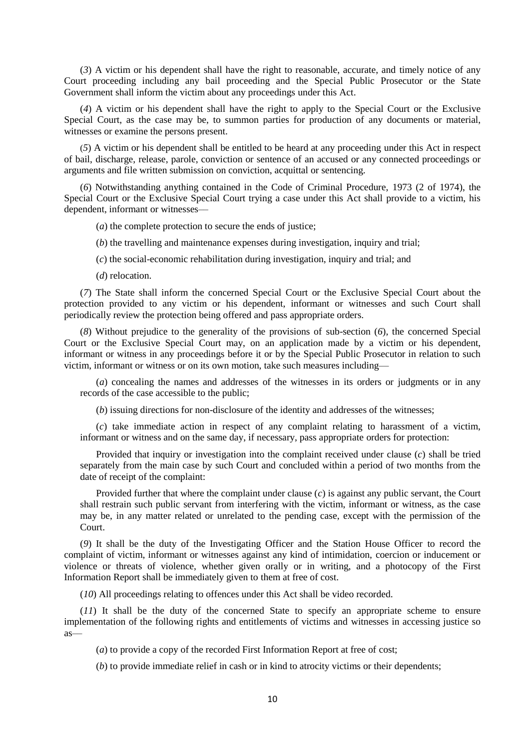(*3*) A victim or his dependent shall have the right to reasonable, accurate, and timely notice of any Court proceeding including any bail proceeding and the Special Public Prosecutor or the State Government shall inform the victim about any proceedings under this Act.

(*4*) A victim or his dependent shall have the right to apply to the Special Court or the Exclusive Special Court, as the case may be, to summon parties for production of any documents or material, witnesses or examine the persons present.

(*5*) A victim or his dependent shall be entitled to be heard at any proceeding under this Act in respect of bail, discharge, release, parole, conviction or sentence of an accused or any connected proceedings or arguments and file written submission on conviction, acquittal or sentencing.

(*6*) Notwithstanding anything contained in the Code of Criminal Procedure, 1973 (2 of 1974), the Special Court or the Exclusive Special Court trying a case under this Act shall provide to a victim, his dependent, informant or witnesses—

(*a*) the complete protection to secure the ends of justice;

(*b*) the travelling and maintenance expenses during investigation, inquiry and trial;

(*c*) the social-economic rehabilitation during investigation, inquiry and trial; and

(*d*) relocation.

(*7*) The State shall inform the concerned Special Court or the Exclusive Special Court about the protection provided to any victim or his dependent, informant or witnesses and such Court shall periodically review the protection being offered and pass appropriate orders.

(*8*) Without prejudice to the generality of the provisions of sub-section (*6*), the concerned Special Court or the Exclusive Special Court may, on an application made by a victim or his dependent, informant or witness in any proceedings before it or by the Special Public Prosecutor in relation to such victim, informant or witness or on its own motion, take such measures including—

(*a*) concealing the names and addresses of the witnesses in its orders or judgments or in any records of the case accessible to the public;

(*b*) issuing directions for non-disclosure of the identity and addresses of the witnesses;

(*c*) take immediate action in respect of any complaint relating to harassment of a victim, informant or witness and on the same day, if necessary, pass appropriate orders for protection:

Provided that inquiry or investigation into the complaint received under clause (*c*) shall be tried separately from the main case by such Court and concluded within a period of two months from the date of receipt of the complaint:

Provided further that where the complaint under clause (*c*) is against any public servant, the Court shall restrain such public servant from interfering with the victim, informant or witness, as the case may be, in any matter related or unrelated to the pending case, except with the permission of the Court.

(*9*) It shall be the duty of the Investigating Officer and the Station House Officer to record the complaint of victim, informant or witnesses against any kind of intimidation, coercion or inducement or violence or threats of violence, whether given orally or in writing, and a photocopy of the First Information Report shall be immediately given to them at free of cost.

(*10*) All proceedings relating to offences under this Act shall be video recorded.

(*11*) It shall be the duty of the concerned State to specify an appropriate scheme to ensure implementation of the following rights and entitlements of victims and witnesses in accessing justice so as—

(*a*) to provide a copy of the recorded First Information Report at free of cost;

(*b*) to provide immediate relief in cash or in kind to atrocity victims or their dependents;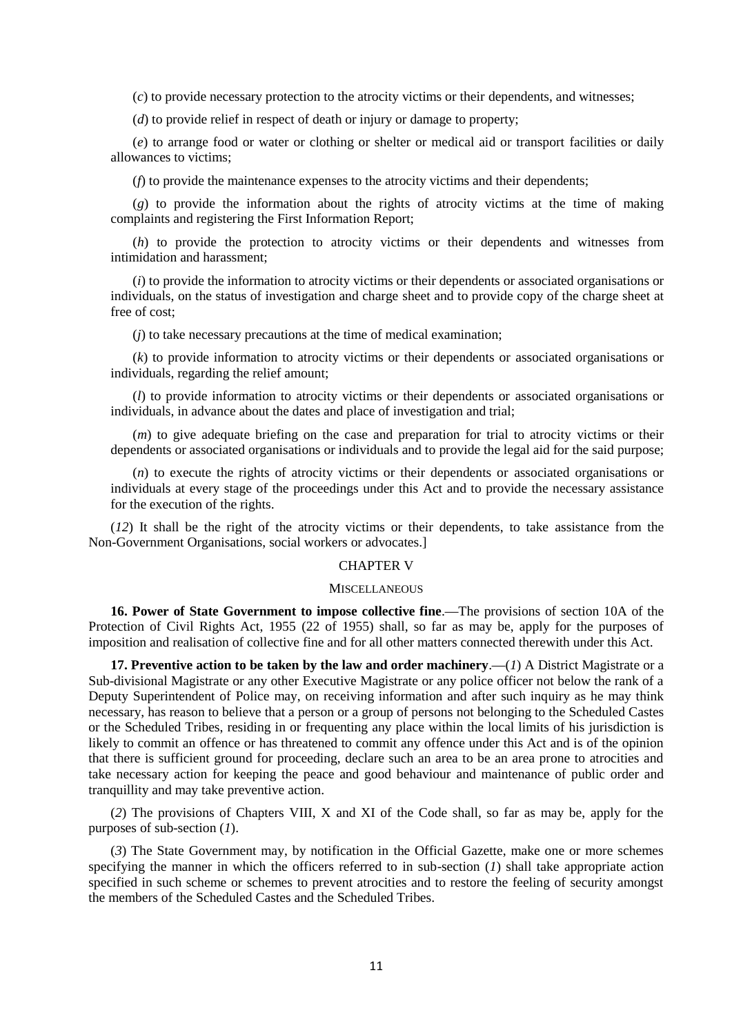(*c*) to provide necessary protection to the atrocity victims or their dependents, and witnesses;

(*d*) to provide relief in respect of death or injury or damage to property;

(*e*) to arrange food or water or clothing or shelter or medical aid or transport facilities or daily allowances to victims;

(*f*) to provide the maintenance expenses to the atrocity victims and their dependents;

(*g*) to provide the information about the rights of atrocity victims at the time of making complaints and registering the First Information Report;

(*h*) to provide the protection to atrocity victims or their dependents and witnesses from intimidation and harassment;

(*i*) to provide the information to atrocity victims or their dependents or associated organisations or individuals, on the status of investigation and charge sheet and to provide copy of the charge sheet at free of cost;

(*j*) to take necessary precautions at the time of medical examination;

(*k*) to provide information to atrocity victims or their dependents or associated organisations or individuals, regarding the relief amount;

(*l*) to provide information to atrocity victims or their dependents or associated organisations or individuals, in advance about the dates and place of investigation and trial;

(*m*) to give adequate briefing on the case and preparation for trial to atrocity victims or their dependents or associated organisations or individuals and to provide the legal aid for the said purpose;

(*n*) to execute the rights of atrocity victims or their dependents or associated organisations or individuals at every stage of the proceedings under this Act and to provide the necessary assistance for the execution of the rights.

(*12*) It shall be the right of the atrocity victims or their dependents, to take assistance from the Non-Government Organisations, social workers or advocates.]

## CHAPTER V

### MISCELLANEOUS

**16. Power of State Government to impose collective fine**.—The provisions of section 10A of the Protection of Civil Rights Act, 1955 (22 of 1955) shall, so far as may be, apply for the purposes of imposition and realisation of collective fine and for all other matters connected therewith under this Act.

**17. Preventive action to be taken by the law and order machinery**.—(*1*) A District Magistrate or a Sub-divisional Magistrate or any other Executive Magistrate or any police officer not below the rank of a Deputy Superintendent of Police may, on receiving information and after such inquiry as he may think necessary, has reason to believe that a person or a group of persons not belonging to the Scheduled Castes or the Scheduled Tribes, residing in or frequenting any place within the local limits of his jurisdiction is likely to commit an offence or has threatened to commit any offence under this Act and is of the opinion that there is sufficient ground for proceeding, declare such an area to be an area prone to atrocities and take necessary action for keeping the peace and good behaviour and maintenance of public order and tranquillity and may take preventive action.

(*2*) The provisions of Chapters VIII, X and XI of the Code shall, so far as may be, apply for the purposes of sub-section (*1*).

(*3*) The State Government may, by notification in the Official Gazette, make one or more schemes specifying the manner in which the officers referred to in sub-section (*1*) shall take appropriate action specified in such scheme or schemes to prevent atrocities and to restore the feeling of security amongst the members of the Scheduled Castes and the Scheduled Tribes.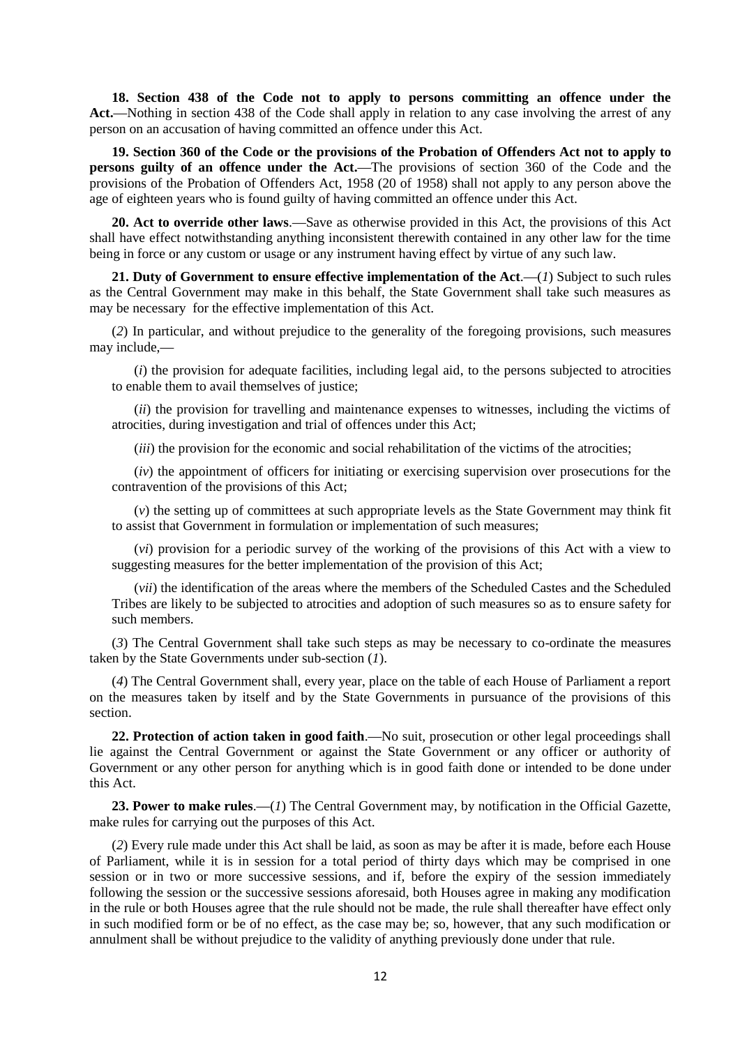**18. Section 438 of the Code not to apply to persons committing an offence under the Act.**—Nothing in section 438 of the Code shall apply in relation to any case involving the arrest of any person on an accusation of having committed an offence under this Act.

**19. Section 360 of the Code or the provisions of the Probation of Offenders Act not to apply to persons guilty of an offence under the Act.**—The provisions of section 360 of the Code and the provisions of the Probation of Offenders Act, 1958 (20 of 1958) shall not apply to any person above the age of eighteen years who is found guilty of having committed an offence under this Act.

**20. Act to override other laws**.—Save as otherwise provided in this Act, the provisions of this Act shall have effect notwithstanding anything inconsistent therewith contained in any other law for the time being in force or any custom or usage or any instrument having effect by virtue of any such law.

**21. Duty of Government to ensure effective implementation of the Act**.—(*1*) Subject to such rules as the Central Government may make in this behalf, the State Government shall take such measures as may be necessary for the effective implementation of this Act.

(*2*) In particular, and without prejudice to the generality of the foregoing provisions, such measures may include,—

(*i*) the provision for adequate facilities, including legal aid, to the persons subjected to atrocities to enable them to avail themselves of justice;

(*ii*) the provision for travelling and maintenance expenses to witnesses, including the victims of atrocities, during investigation and trial of offences under this Act;

(*iii*) the provision for the economic and social rehabilitation of the victims of the atrocities;

(*iv*) the appointment of officers for initiating or exercising supervision over prosecutions for the contravention of the provisions of this Act;

(*v*) the setting up of committees at such appropriate levels as the State Government may think fit to assist that Government in formulation or implementation of such measures;

(*vi*) provision for a periodic survey of the working of the provisions of this Act with a view to suggesting measures for the better implementation of the provision of this Act;

(*vii*) the identification of the areas where the members of the Scheduled Castes and the Scheduled Tribes are likely to be subjected to atrocities and adoption of such measures so as to ensure safety for such members.

(*3*) The Central Government shall take such steps as may be necessary to co-ordinate the measures taken by the State Governments under sub-section (*1*).

(*4*) The Central Government shall, every year, place on the table of each House of Parliament a report on the measures taken by itself and by the State Governments in pursuance of the provisions of this section.

**22. Protection of action taken in good faith**.—No suit, prosecution or other legal proceedings shall lie against the Central Government or against the State Government or any officer or authority of Government or any other person for anything which is in good faith done or intended to be done under this Act.

**23. Power to make rules**.—(*1*) The Central Government may, by notification in the Official Gazette, make rules for carrying out the purposes of this Act.

(*2*) Every rule made under this Act shall be laid, as soon as may be after it is made, before each House of Parliament, while it is in session for a total period of thirty days which may be comprised in one session or in two or more successive sessions, and if, before the expiry of the session immediately following the session or the successive sessions aforesaid, both Houses agree in making any modification in the rule or both Houses agree that the rule should not be made, the rule shall thereafter have effect only in such modified form or be of no effect, as the case may be; so, however, that any such modification or annulment shall be without prejudice to the validity of anything previously done under that rule.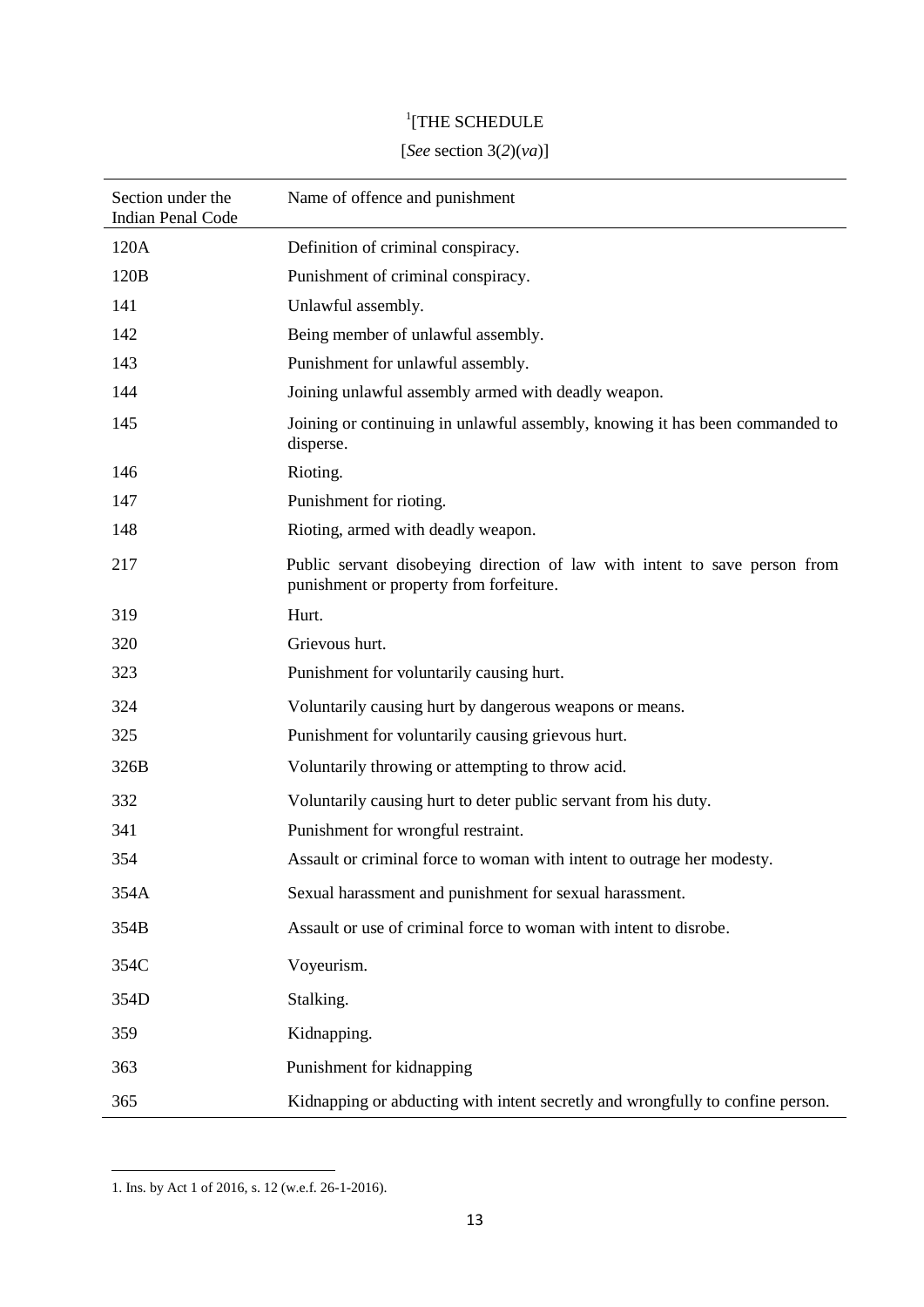# [1][THE SCHEDULE

[*See* section 3(*2*)(*va*)]

| Section under the Indian Penal Code | Name of offence and punishment |
| --- | --- |
| 120A | Definition of criminal conspiracy. |
| 120B | Punishment of criminal conspiracy. |
| 141 | Unlawful assembly. |
| 142 | Being member of unlawful assembly. |
| 143 | Punishment for unlawful assembly. |
| 144 | Joining unlawful assembly armed with deadly weapon. |
| 145 | Joining or continuing in unlawful assembly, knowing it has been commanded to disperse. |
| 146 | Rioting. |
| 147 | Punishment for rioting. |
| 148 | Rioting, armed with deadly weapon. |
| 217 | Public servant disobeying direction of law with intent to save person from punishment or property from forfeiture. |
| 319 | Hurt. |
| 320 | Grievous hurt. |
| 323 | Punishment for voluntarily causing hurt. |
| 324 | Voluntarily causing hurt by dangerous weapons or means. |
| 325 | Punishment for voluntarily causing grievous hurt. |
| 326B | Voluntarily throwing or attempting to throw acid. |
| 332 | Voluntarily causing hurt to deter public servant from his duty. |
| 341 | Punishment for wrongful restraint. |
| 354 | Assault or criminal force to woman with intent to outrage her modesty. |
| 354A | Sexual harassment and punishment for sexual harassment. |
| 354B | Assault or use of criminal force to woman with intent to disrobe. |
| 354C | Voyeurism. |
| 354D | Stalking. |
| 359 | Kidnapping. |
| 363 | Punishment for kidnapping |
| 365 | Kidnapping or abducting with intent secretly and wrongfully to confine person. |

1. Ins. by Act 1 of 2016, s. 12 (w.e.f. 26-1-2016).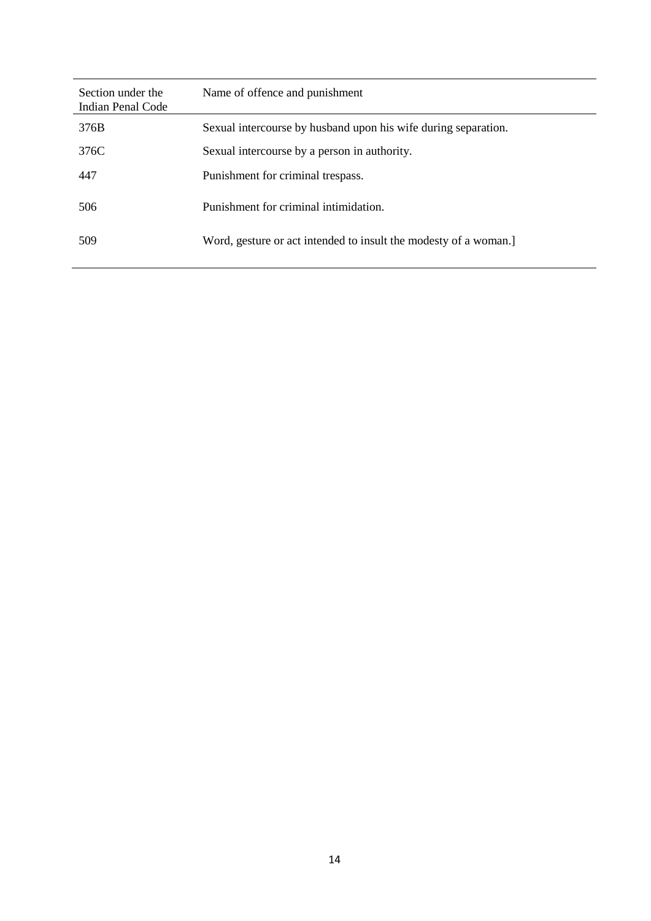| Section under the Indian Penal Code | Name of offence and punishment |
|---|---|
| 376B | Sexual intercourse by husband upon his wife during separation. |
| 376C | Sexual intercourse by a person in authority. |
| 447 | Punishment for criminal trespass. |
| 506 | Punishment for criminal intimidation. |
| 509 | Word, gesture or act intended to insult the modesty of a woman.] |